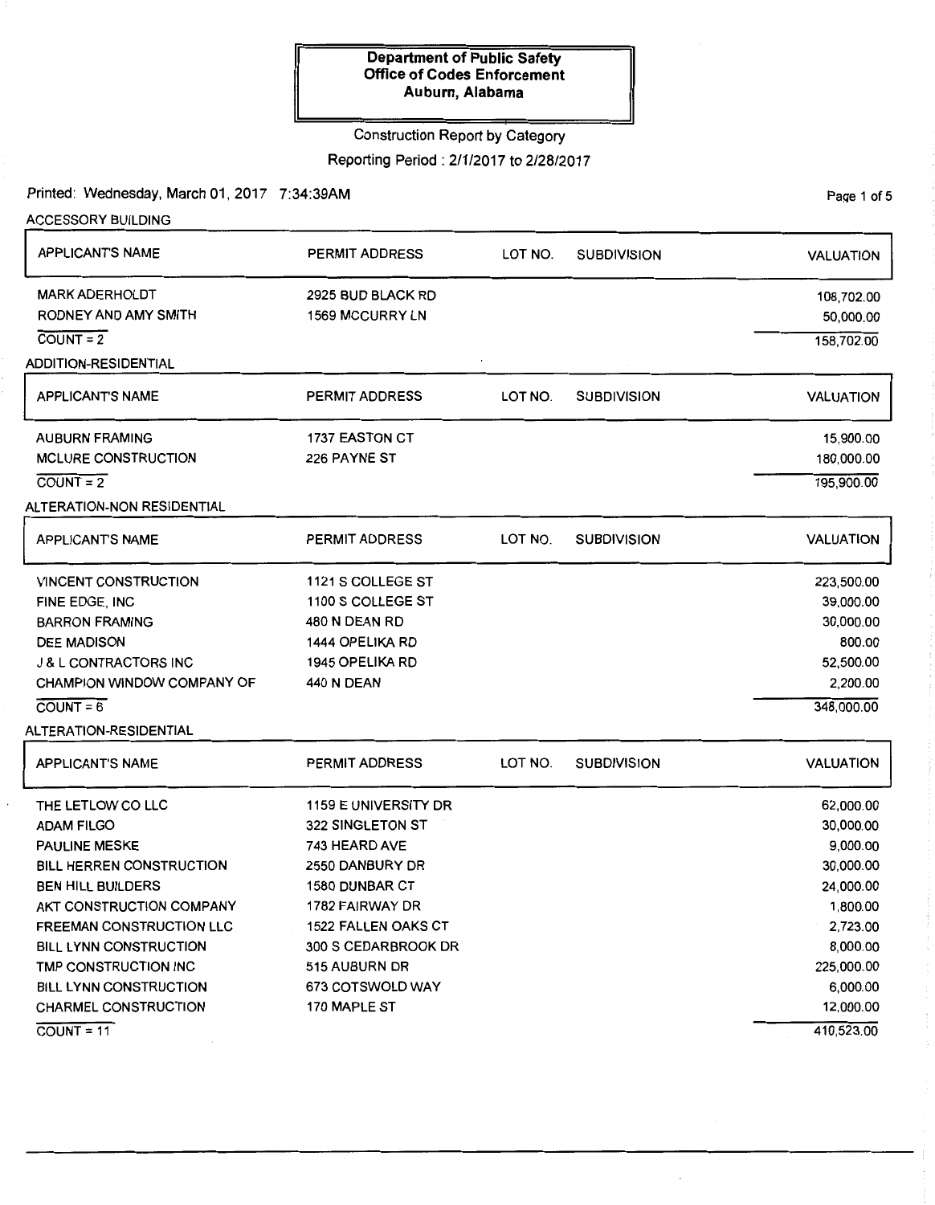# Department of Public Safety
## Office of Codes Enforcement
### Auburn, Alabama

Construction Report by Category

Reporting Period : 2/1/2017 to 2/28/2017

Printed: Wednesday, March 01, 2017 7:34:39AM

### ACCESSORY BUILDING

| APPLICANT'S NAME | PERMIT ADDRESS | LOT NO. | SUBDIVISION | VALUATION |
|---|---|---|---|---|
| MARK ADERHOLDT | 2925 BUD BLACK RD | | | 108,702.00 |
| RODNEY AND AMY SMITH | 1569 MCCURRY LN | | | 50,000.00 |
| COUNT = 2 | | | | 158,702.00 |

### ADDITION-RESIDENTIAL

| APPLICANT'S NAME | PERMIT ADDRESS | LOT NO. | SUBDIVISION | VALUATION |
|---|---|---|---|---|
| AUBURN FRAMING | 1737 EASTON CT | | | 15,900.00 |
| MCLURE CONSTRUCTION | 226 PAYNE ST | | | 180,000.00 |
| COUNT = 2 | | | | 195,900.00 |

### ALTERATION-NON RESIDENTIAL

| APPLICANT'S NAME | PERMIT ADDRESS | LOT NO. | SUBDIVISION | VALUATION |
|---|---|---|---|---|
| VINCENT CONSTRUCTION | 1121 S COLLEGE ST | | | 223,500.00 |
| FINE EDGE, INC | 1100 S COLLEGE ST | | | 39,000.00 |
| BARRON FRAMING | 480 N DEAN RD | | | 30,000.00 |
| DEE MADISON | 1444 OPELIKA RD | | | 800.00 |
| J & L CONTRACTORS INC | 1945 OPELIKA RD | | | 52,500.00 |
| CHAMPION WINDOW COMPANY OF | 440 N DEAN | | | 2,200.00 |
| COUNT = 6 | | | | 348,000.00 |

### ALTERATION-RESIDENTIAL

| APPLICANT'S NAME | PERMIT ADDRESS | LOT NO. | SUBDIVISION | VALUATION |
|---|---|---|---|---|
| THE LETLOW CO LLC | 1159 E UNIVERSITY DR | | | 62,000.00 |
| ADAM FILGO | 322 SINGLETON ST | | | 30,000.00 |
| PAULINE MESKE | 743 HEARD AVE | | | 9,000.00 |
| BILL HERREN CONSTRUCTION | 2550 DANBURY DR | | | 30,000.00 |
| BEN HILL BUILDERS | 1580 DUNBAR CT | | | 24,000.00 |
| AKT CONSTRUCTION COMPANY | 1782 FAIRWAY DR | | | 1,800.00 |
| FREEMAN CONSTRUCTION LLC | 1522 FALLEN OAKS CT | | | 2,723.00 |
| BILL LYNN CONSTRUCTION | 300 S CEDARBROOK DR | | | 8,000.00 |
| TMP CONSTRUCTION INC | 515 AUBURN DR | | | 225,000.00 |
| BILL LYNN CONSTRUCTION | 673 COTSWOLD WAY | | | 6,000.00 |
| CHARMEL CONSTRUCTION | 170 MAPLE ST | | | 12,000.00 |
| COUNT = 11 | | | | 410,523.00 |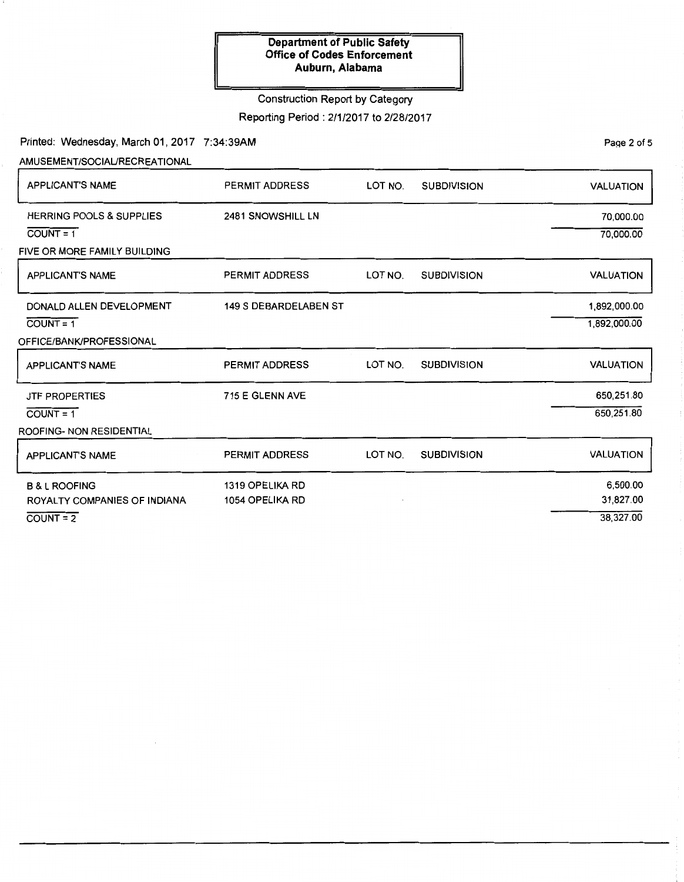**Department of Public Safety**
**Office of Codes Enforcement**
**Auburn, Alabama**

Construction Report by Category

Reporting Period : 2/1/2017 to 2/28/2017

Printed: Wednesday, March 01, 2017 7:34:39AM

AMUSEMENT/SOCIAL/RECREATIONAL

| APPLICANT'S NAME | PERMIT ADDRESS | LOT NO. | SUBDIVISION | VALUATION |
|---|---|---|---|---|
| HERRING POOLS & SUPPLIES | 2481 SNOWSHILL LN | | | 70,000.00 |
| COUNT = 1 | | | | 70,000.00 |

FIVE OR MORE FAMILY BUILDING

| APPLICANT'S NAME | PERMIT ADDRESS | LOT NO. | SUBDIVISION | VALUATION |
|---|---|---|---|---|
| DONALD ALLEN DEVELOPMENT | 149 S DEBARDELABEN ST | | | 1,892,000.00 |
| COUNT = 1 | | | | 1,892,000.00 |

OFFICE/BANK/PROFESSIONAL

| APPLICANT'S NAME | PERMIT ADDRESS | LOT NO. | SUBDIVISION | VALUATION |
|---|---|---|---|---|
| JTF PROPERTIES | 715 E GLENN AVE | | | 650,251.80 |
| COUNT = 1 | | | | 650,251.80 |

ROOFING- NON RESIDENTIAL

| APPLICANT'S NAME | PERMIT ADDRESS | LOT NO. | SUBDIVISION | VALUATION |
|---|---|---|---|---|
| B & L ROOFING | 1319 OPELIKA RD | | | 6,500.00 |
| ROYALTY COMPANIES OF INDIANA | 1054 OPELIKA RD | | | 31,827.00 |
| COUNT = 2 | | | | 38,327.00 |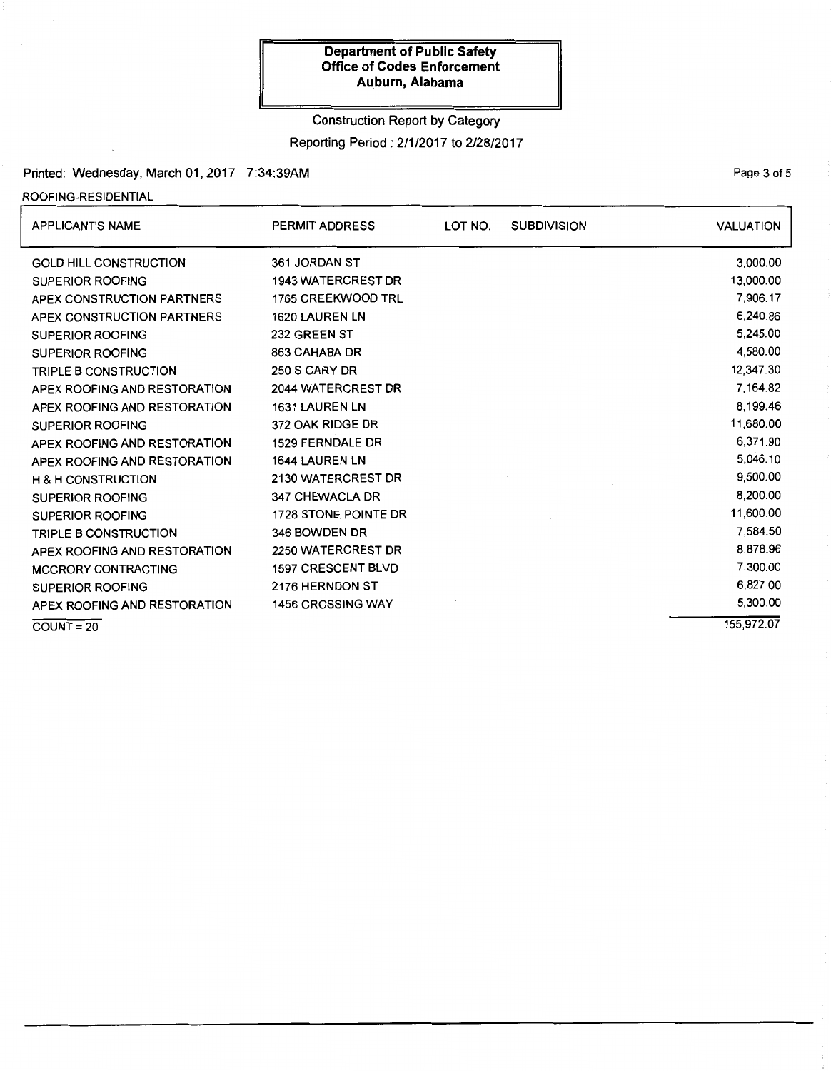**Department of Public Safety**
**Office of Codes Enforcement**
**Auburn, Alabama**

Construction Report by Category

Reporting Period : 2/1/2017 to 2/28/2017

Printed: Wednesday, March 01, 2017 7:34:39AM

ROOFING-RESIDENTIAL

| APPLICANT'S NAME | PERMIT ADDRESS | LOT NO. | SUBDIVISION | VALUATION |
|---|---|---|---|---|
| GOLD HILL CONSTRUCTION | 361 JORDAN ST | | | 3,000.00 |
| SUPERIOR ROOFING | 1943 WATERCREST DR | | | 13,000.00 |
| APEX CONSTRUCTION PARTNERS | 1765 CREEKWOOD TRL | | | 7,906.17 |
| APEX CONSTRUCTION PARTNERS | 1620 LAUREN LN | | | 6,240.86 |
| SUPERIOR ROOFING | 232 GREEN ST | | | 5,245.00 |
| SUPERIOR ROOFING | 863 CAHABA DR | | | 4,580.00 |
| TRIPLE B CONSTRUCTION | 250 S CARY DR | | | 12,347.30 |
| APEX ROOFING AND RESTORATION | 2044 WATERCREST DR | | | 7,164.82 |
| APEX ROOFING AND RESTORATION | 1631 LAUREN LN | | | 8,199.46 |
| SUPERIOR ROOFING | 372 OAK RIDGE DR | | | 11,680.00 |
| APEX ROOFING AND RESTORATION | 1529 FERNDALE DR | | | 6,371.90 |
| APEX ROOFING AND RESTORATION | 1644 LAUREN LN | | | 5,046.10 |
| H & H CONSTRUCTION | 2130 WATERCREST DR | | | 9,500.00 |
| SUPERIOR ROOFING | 347 CHEWACLA DR | | | 8,200.00 |
| SUPERIOR ROOFING | 1728 STONE POINTE DR | | | 11,600.00 |
| TRIPLE B CONSTRUCTION | 346 BOWDEN DR | | | 7,584.50 |
| APEX ROOFING AND RESTORATION | 2250 WATERCREST DR | | | 8,878.96 |
| MCCRORY CONTRACTING | 1597 CRESCENT BLVD | | | 7,300.00 |
| SUPERIOR ROOFING | 2176 HERNDON ST | | | 6,827.00 |
| APEX ROOFING AND RESTORATION | 1456 CROSSING WAY | | | 5,300.00 |
| COUNT = 20 | | | | 155,972.07 |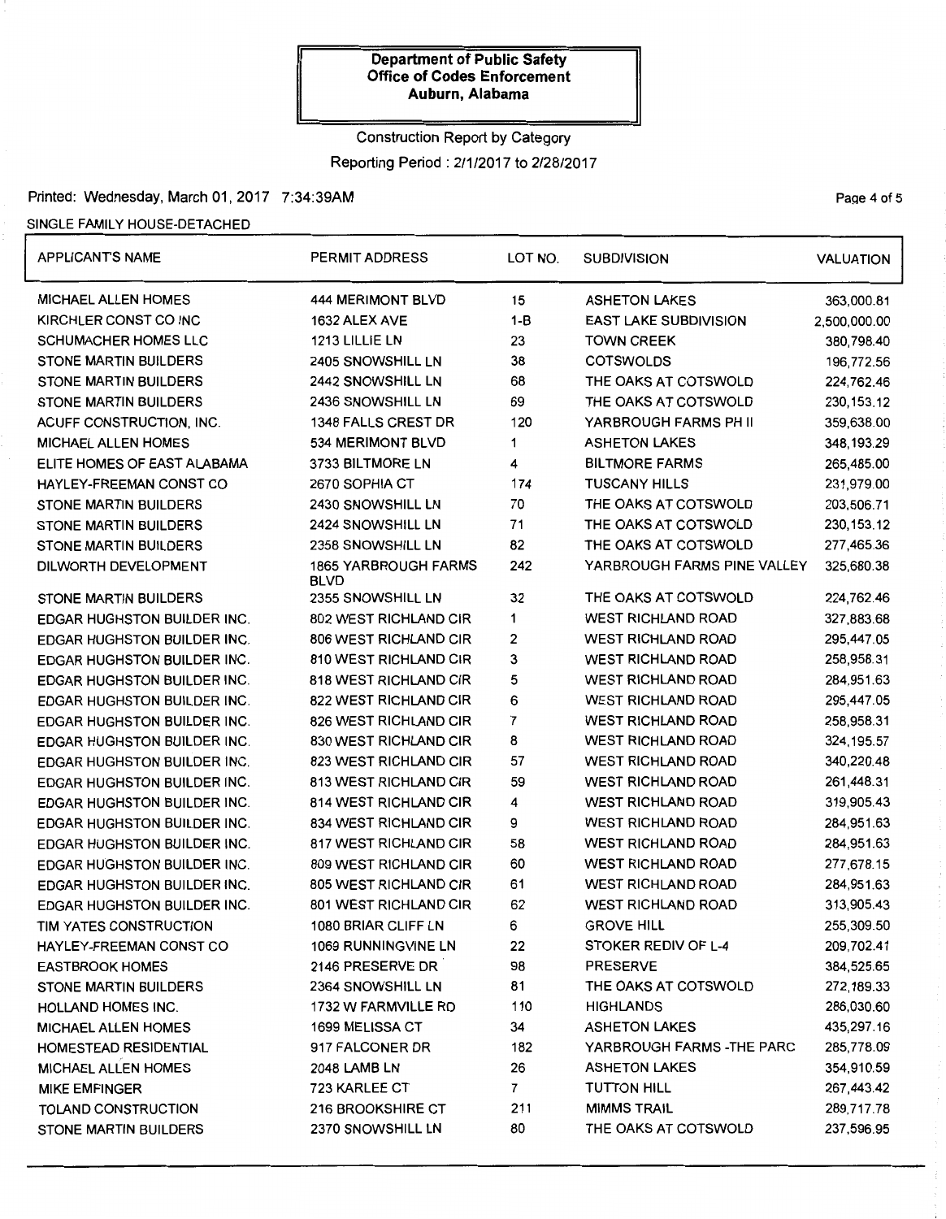**Department of Public Safety**
**Office of Codes Enforcement**
**Auburn, Alabama**

Construction Report by Category

Reporting Period : 2/1/2017 to 2/28/2017

Printed: Wednesday, March 01, 2017 7:34:39AM

SINGLE FAMILY HOUSE-DETACHED

| APPLICANT'S NAME | PERMIT ADDRESS | LOT NO. | SUBDIVISION | VALUATION |
|---|---|---|---|---|
| MICHAEL ALLEN HOMES | 444 MERIMONT BLVD | 15 | ASHETON LAKES | 363,000.81 |
| KIRCHLER CONST CO INC | 1632 ALEX AVE | 1-B | EAST LAKE SUBDIVISION | 2,500,000.00 |
| SCHUMACHER HOMES LLC | 1213 LILLIE LN | 23 | TOWN CREEK | 380,798.40 |
| STONE MARTIN BUILDERS | 2405 SNOWSHILL LN | 38 | COTSWOLDS | 196,772.56 |
| STONE MARTIN BUILDERS | 2442 SNOWSHILL LN | 68 | THE OAKS AT COTSWOLD | 224,762.46 |
| STONE MARTIN BUILDERS | 2436 SNOWSHILL LN | 69 | THE OAKS AT COTSWOLD | 230,153.12 |
| ACUFF CONSTRUCTION, INC. | 1348 FALLS CREST DR | 120 | YARBROUGH FARMS PH II | 359,638.00 |
| MICHAEL ALLEN HOMES | 534 MERIMONT BLVD | 1 | ASHETON LAKES | 348,193.29 |
| ELITE HOMES OF EAST ALABAMA | 3733 BILTMORE LN | 4 | BILTMORE FARMS | 265,485.00 |
| HAYLEY-FREEMAN CONST CO | 2670 SOPHIA CT | 174 | TUSCANY HILLS | 231,979.00 |
| STONE MARTIN BUILDERS | 2430 SNOWSHILL LN | 70 | THE OAKS AT COTSWOLD | 203,506.71 |
| STONE MARTIN BUILDERS | 2424 SNOWSHILL LN | 71 | THE OAKS AT COTSWOLD | 230,153.12 |
| STONE MARTIN BUILDERS | 2358 SNOWSHILL LN | 82 | THE OAKS AT COTSWOLD | 277,465.36 |
| DILWORTH DEVELOPMENT | 1865 YARBROUGH FARMS BLVD | 242 | YARBROUGH FARMS PINE VALLEY | 325,680.38 |
| STONE MARTIN BUILDERS | 2355 SNOWSHILL LN | 32 | THE OAKS AT COTSWOLD | 224,762.46 |
| EDGAR HUGHSTON BUILDER INC. | 802 WEST RICHLAND CIR | 1 | WEST RICHLAND ROAD | 327,883.68 |
| EDGAR HUGHSTON BUILDER INC. | 806 WEST RICHLAND CIR | 2 | WEST RICHLAND ROAD | 295,447.05 |
| EDGAR HUGHSTON BUILDER INC. | 810 WEST RICHLAND CIR | 3 | WEST RICHLAND ROAD | 258,958.31 |
| EDGAR HUGHSTON BUILDER INC. | 818 WEST RICHLAND CIR | 5 | WEST RICHLAND ROAD | 284,951.63 |
| EDGAR HUGHSTON BUILDER INC. | 822 WEST RICHLAND CIR | 6 | WEST RICHLAND ROAD | 295,447.05 |
| EDGAR HUGHSTON BUILDER INC. | 826 WEST RICHLAND CIR | 7 | WEST RICHLAND ROAD | 258,958.31 |
| EDGAR HUGHSTON BUILDER INC. | 830 WEST RICHLAND CIR | 8 | WEST RICHLAND ROAD | 324,195.57 |
| EDGAR HUGHSTON BUILDER INC. | 823 WEST RICHLAND CIR | 57 | WEST RICHLAND ROAD | 340,220.48 |
| EDGAR HUGHSTON BUILDER INC. | 813 WEST RICHLAND CIR | 59 | WEST RICHLAND ROAD | 261,448.31 |
| EDGAR HUGHSTON BUILDER INC. | 814 WEST RICHLAND CIR | 4 | WEST RICHLAND ROAD | 319,905.43 |
| EDGAR HUGHSTON BUILDER INC. | 834 WEST RICHLAND CIR | 9 | WEST RICHLAND ROAD | 284,951.63 |
| EDGAR HUGHSTON BUILDER INC. | 817 WEST RICHLAND CIR | 58 | WEST RICHLAND ROAD | 284,951.63 |
| EDGAR HUGHSTON BUILDER INC. | 809 WEST RICHLAND CIR | 60 | WEST RICHLAND ROAD | 277,678.15 |
| EDGAR HUGHSTON BUILDER INC. | 805 WEST RICHLAND CIR | 61 | WEST RICHLAND ROAD | 284,951.63 |
| EDGAR HUGHSTON BUILDER INC. | 801 WEST RICHLAND CIR | 62 | WEST RICHLAND ROAD | 313,905.43 |
| TIM YATES CONSTRUCTION | 1080 BRIAR CLIFF LN | 6 | GROVE HILL | 255,309.50 |
| HAYLEY-FREEMAN CONST CO | 1069 RUNNINGVINE LN | 22 | STOKER REDIV OF L-4 | 209,702.41 |
| EASTBROOK HOMES | 2146 PRESERVE DR | 98 | PRESERVE | 384,525.65 |
| STONE MARTIN BUILDERS | 2364 SNOWSHILL LN | 81 | THE OAKS AT COTSWOLD | 272,189.33 |
| HOLLAND HOMES INC. | 1732 W FARMVILLE RD | 110 | HIGHLANDS | 286,030.60 |
| MICHAEL ALLEN HOMES | 1699 MELISSA CT | 34 | ASHETON LAKES | 435,297.16 |
| HOMESTEAD RESIDENTIAL | 917 FALCONER DR | 182 | YARBROUGH FARMS -THE PARC | 285,778.09 |
| MICHAEL ALLEN HOMES | 2048 LAMB LN | 26 | ASHETON LAKES | 354,910.59 |
| MIKE EMFINGER | 723 KARLEE CT | 7 | TUTTON HILL | 267,443.42 |
| TOLAND CONSTRUCTION | 216 BROOKSHIRE CT | 211 | MIMMS TRAIL | 289,717.78 |
| STONE MARTIN BUILDERS | 2370 SNOWSHILL LN | 80 | THE OAKS AT COTSWOLD | 237,596.95 |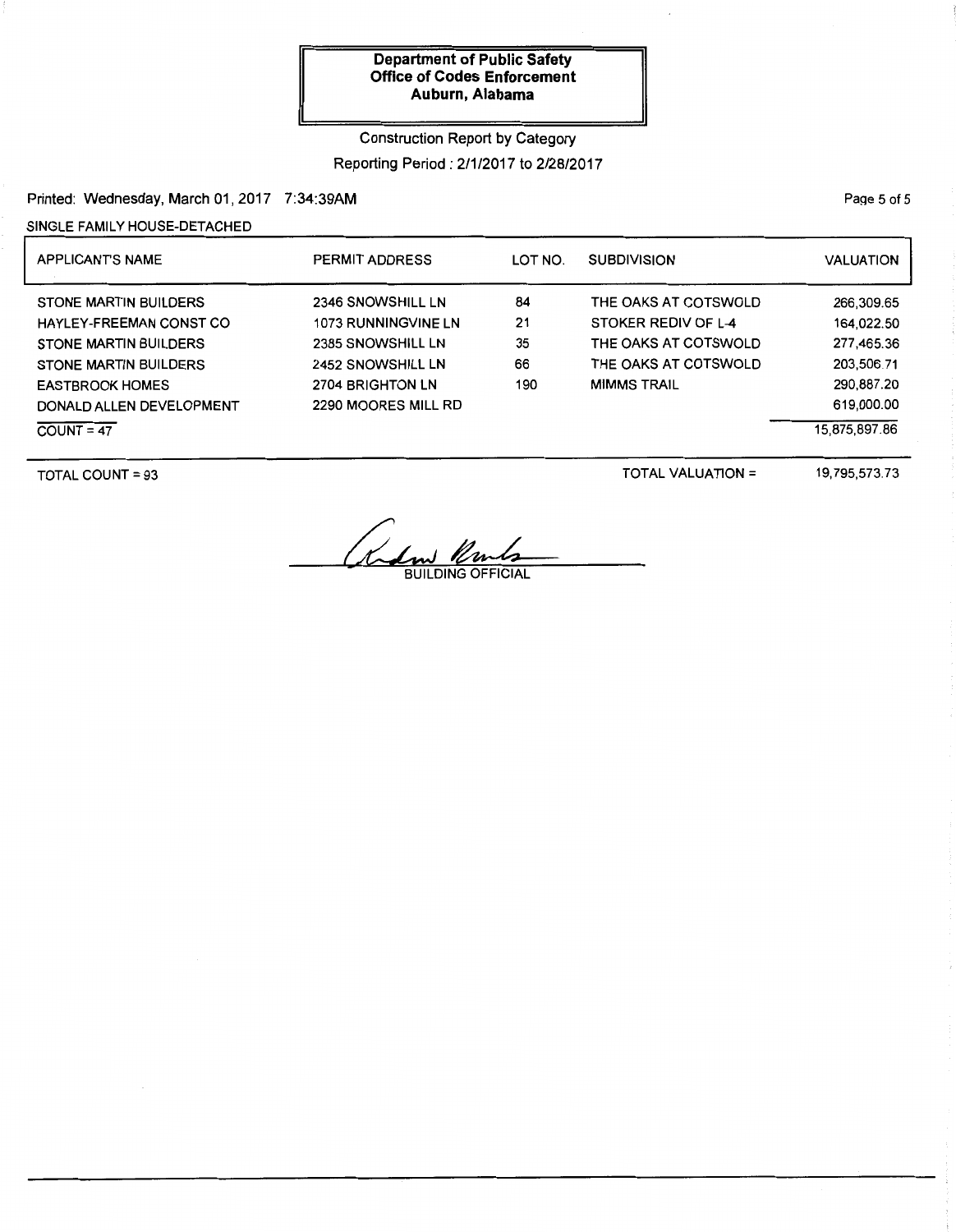**Department of Public Safety**
**Office of Codes Enforcement**
**Auburn, Alabama**

Construction Report by Category

Reporting Period : 2/1/2017 to 2/28/2017

Printed: Wednesday, March 01, 2017 7:34:39AM

SINGLE FAMILY HOUSE-DETACHED

| APPLICANT'S NAME | PERMIT ADDRESS | LOT NO. | SUBDIVISION | VALUATION |
|---|---|---|---|---|
| STONE MARTIN BUILDERS | 2346 SNOWSHILL LN | 84 | THE OAKS AT COTSWOLD | 266,309.65 |
| HAYLEY-FREEMAN CONST CO | 1073 RUNNINGVINE LN | 21 | STOKER REDIV OF L-4 | 164,022.50 |
| STONE MARTIN BUILDERS | 2385 SNOWSHILL LN | 35 | THE OAKS AT COTSWOLD | 277,465.36 |
| STONE MARTIN BUILDERS | 2452 SNOWSHILL LN | 66 | THE OAKS AT COTSWOLD | 203,506.71 |
| EASTBROOK HOMES | 2704 BRIGHTON LN | 190 | MIMMS TRAIL | 290,887.20 |
| DONALD ALLEN DEVELOPMENT | 2290 MOORES MILL RD | | | 619,000.00 |
| COUNT = 47 | | | | 15,875,897.86 |

TOTAL COUNT = 93

TOTAL VALUATION = 19,795,573.73

BUILDING OFFICIAL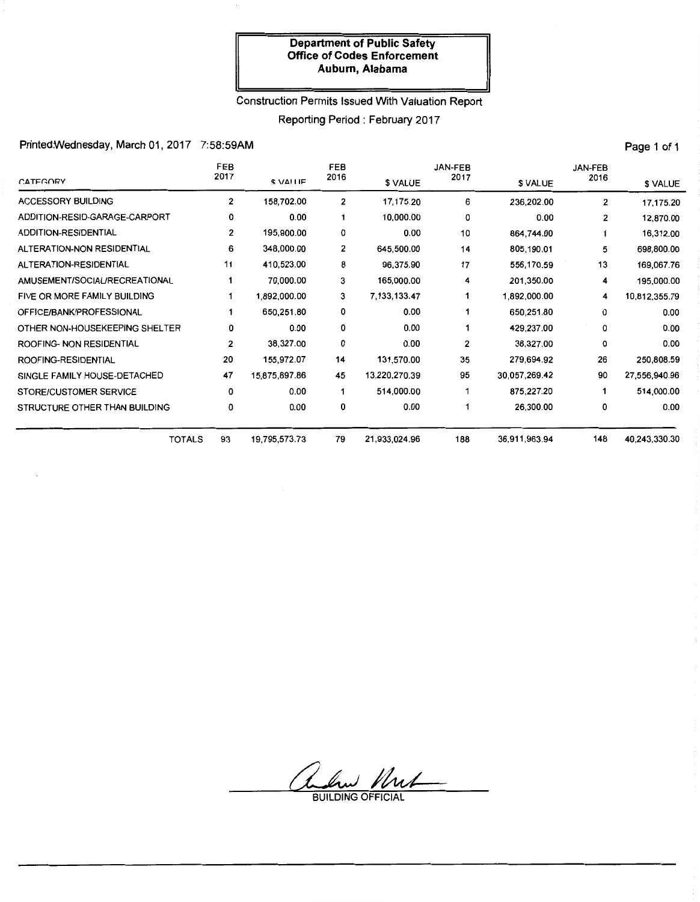**Department of Public Safety**
**Office of Codes Enforcement**
**Auburn, Alabama**

Construction Permits Issued With Valuation Report

Reporting Period : February 2017

Printed:Wednesday, March 01, 2017 7:58:59AM

| CATEGORY | FEB 2017 | $ VALUE | FEB 2016 | $ VALUE | JAN-FEB 2017 | $ VALUE | JAN-FEB 2016 | $ VALUE |
|---|---|---|---|---|---|---|---|---|
| ACCESSORY BUILDING | 2 | 158,702.00 | 2 | 17,175.20 | 6 | 236,202.00 | 2 | 17,175.20 |
| ADDITION-RESID-GARAGE-CARPORT | 0 | 0.00 | 1 | 10,000.00 | 0 | 0.00 | 2 | 12,870.00 |
| ADDITION-RESIDENTIAL | 2 | 195,900.00 | 0 | 0.00 | 10 | 864,744.00 | 1 | 16,312.00 |
| ALTERATION-NON RESIDENTIAL | 6 | 348,000.00 | 2 | 645,500.00 | 14 | 805,190.01 | 5 | 698,800.00 |
| ALTERATION-RESIDENTIAL | 11 | 410,523.00 | 8 | 96,375.90 | 17 | 556,170.59 | 13 | 169,067.76 |
| AMUSEMENT/SOCIAL/RECREATIONAL | 1 | 70,000.00 | 3 | 165,000.00 | 4 | 201,350.00 | 4 | 195,000.00 |
| FIVE OR MORE FAMILY BUILDING | 1 | 1,892,000.00 | 3 | 7,133,133.47 | 1 | 1,892,000.00 | 4 | 10,812,355.79 |
| OFFICE/BANK/PROFESSIONAL | 1 | 650,251.80 | 0 | 0.00 | 1 | 650,251.80 | 0 | 0.00 |
| OTHER NON-HOUSEKEEPING SHELTER | 0 | 0.00 | 0 | 0.00 | 1 | 429,237.00 | 0 | 0.00 |
| ROOFING- NON RESIDENTIAL | 2 | 38,327.00 | 0 | 0.00 | 2 | 38,327.00 | 0 | 0.00 |
| ROOFING-RESIDENTIAL | 20 | 155,972.07 | 14 | 131,570.00 | 35 | 279,694.92 | 26 | 250,808.59 |
| SINGLE FAMILY HOUSE-DETACHED | 47 | 15,875,897.86 | 45 | 13,220,270.39 | 95 | 30,057,269.42 | 90 | 27,556,940.96 |
| STORE/CUSTOMER SERVICE | 0 | 0.00 | 1 | 514,000.00 | 1 | 875,227.20 | 1 | 514,000.00 |
| STRUCTURE OTHER THAN BUILDING | 0 | 0.00 | 0 | 0.00 | 1 | 26,300.00 | 0 | 0.00 |
| TOTALS | 93 | 19,795,573.73 | 79 | 21,933,024.96 | 188 | 36,911,963.94 | 148 | 40,243,330.30 |

BUILDING OFFICIAL